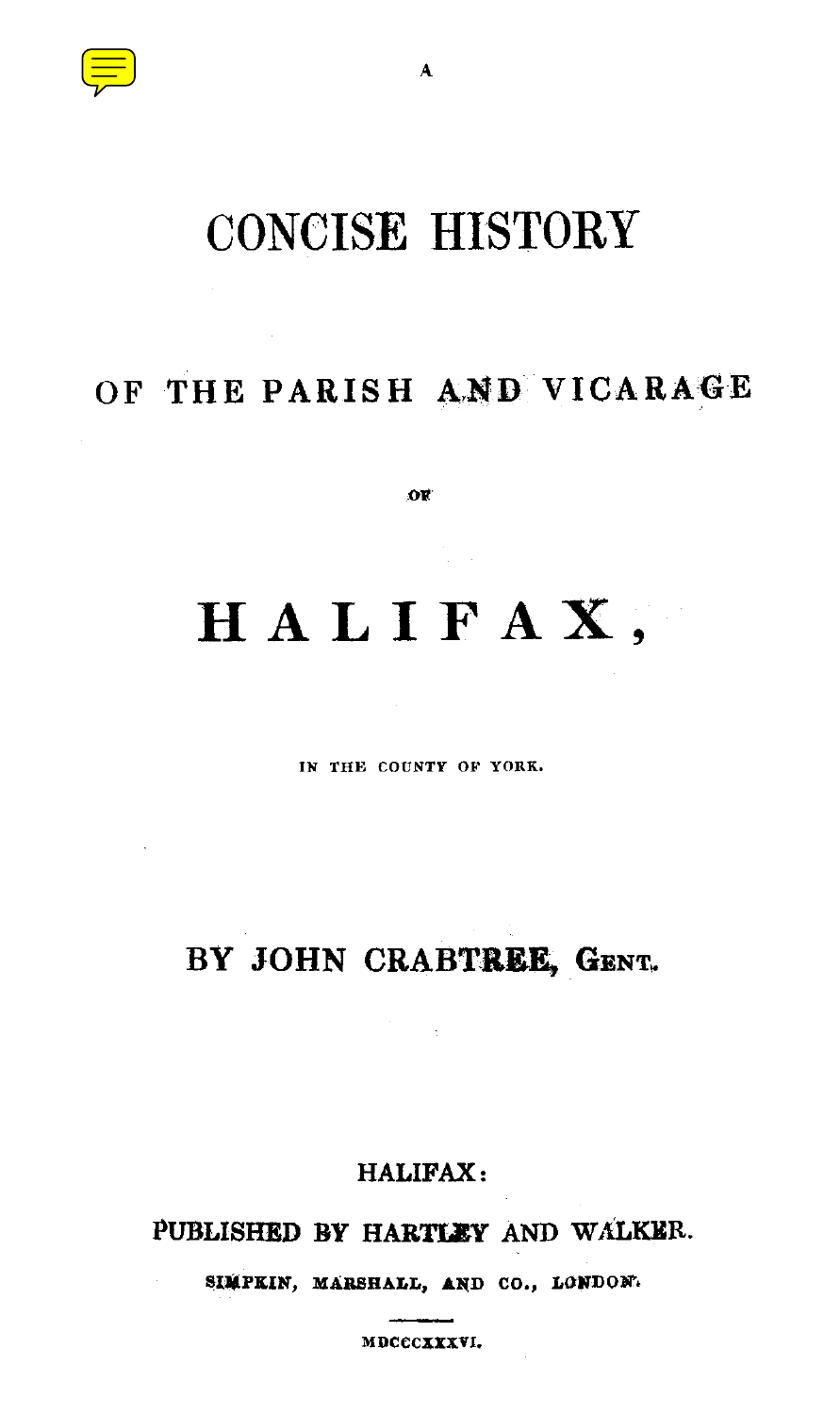A

# CONCISE HISTORY

## OF THE PARISH AND VICARAGE

OF

# HALIFAX,

IN THE COUNTY OF YORK.

## BY JOHN CRABTREE, GENT.

HALIFAX:

PUBLISHED BY HARTLEY AND WALKER.

SIMPKIN, MARSHALL, AND CO., LONDON.

MDCCCXXXVI.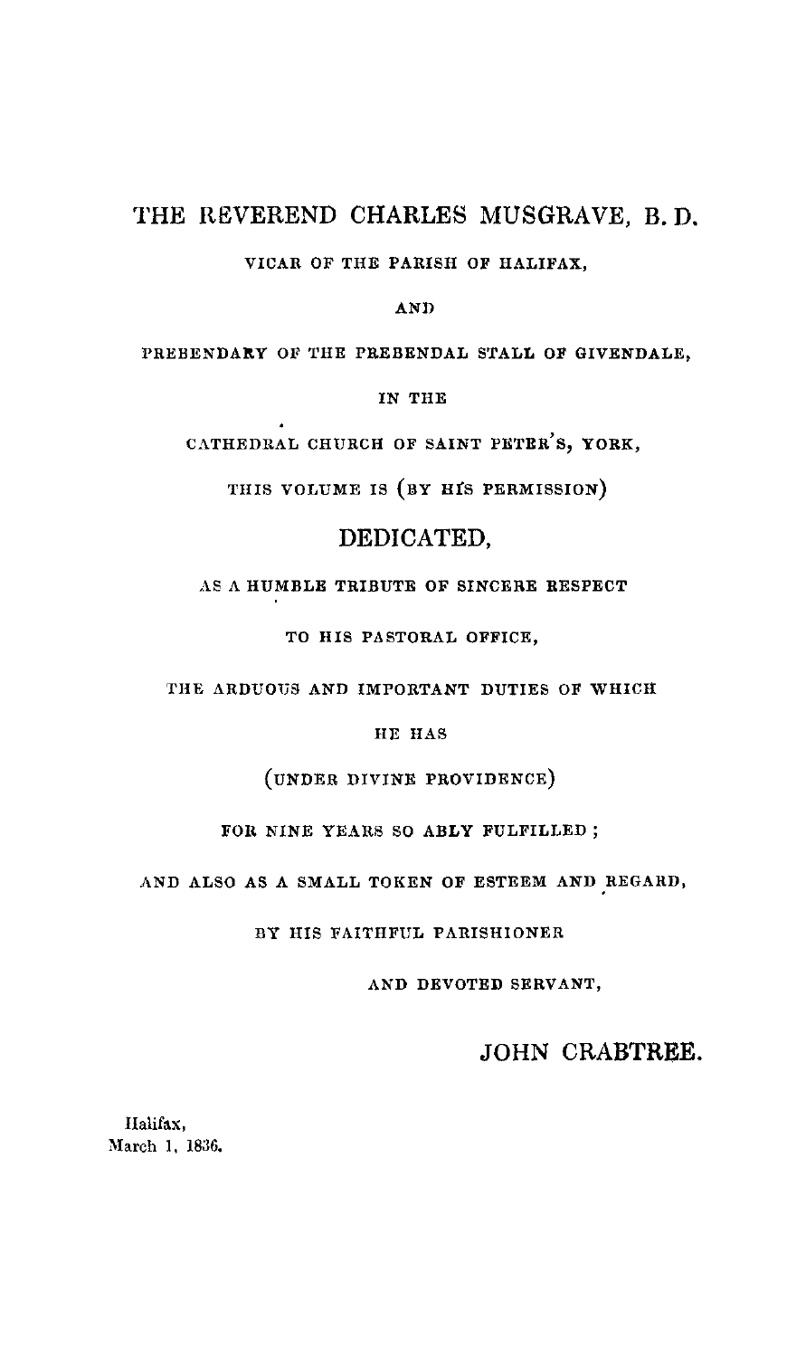TO

THE REVEREND CHARLES MUSGRAVE, B. D.

VICAR OF THE PARISH OF HALIFAX,

AND

PREBENDARY OF THE PREBENDAL STALL OF GIVENDALE,

IN THE

CATHEDRAL CHURCH OF SAINT PETER'S, YORK,

THIS VOLUME IS (BY HIS PERMISSION)

DEDICATED,

AS A HUMBLE TRIBUTE OF SINCERE RESPECT

TO HIS PASTORAL OFFICE,

THE ARDUOUS AND IMPORTANT DUTIES OF WHICH

HE HAS

(UNDER DIVINE PROVIDENCE)

FOR NINE YEARS SO ABLY FULFILLED;

AND ALSO AS A SMALL TOKEN OF ESTEEM AND REGARD,

BY HIS FAITHFUL PARISHIONER

AND DEVOTED SERVANT,

JOHN CRABTREE.

Halifax,
March 1, 1836.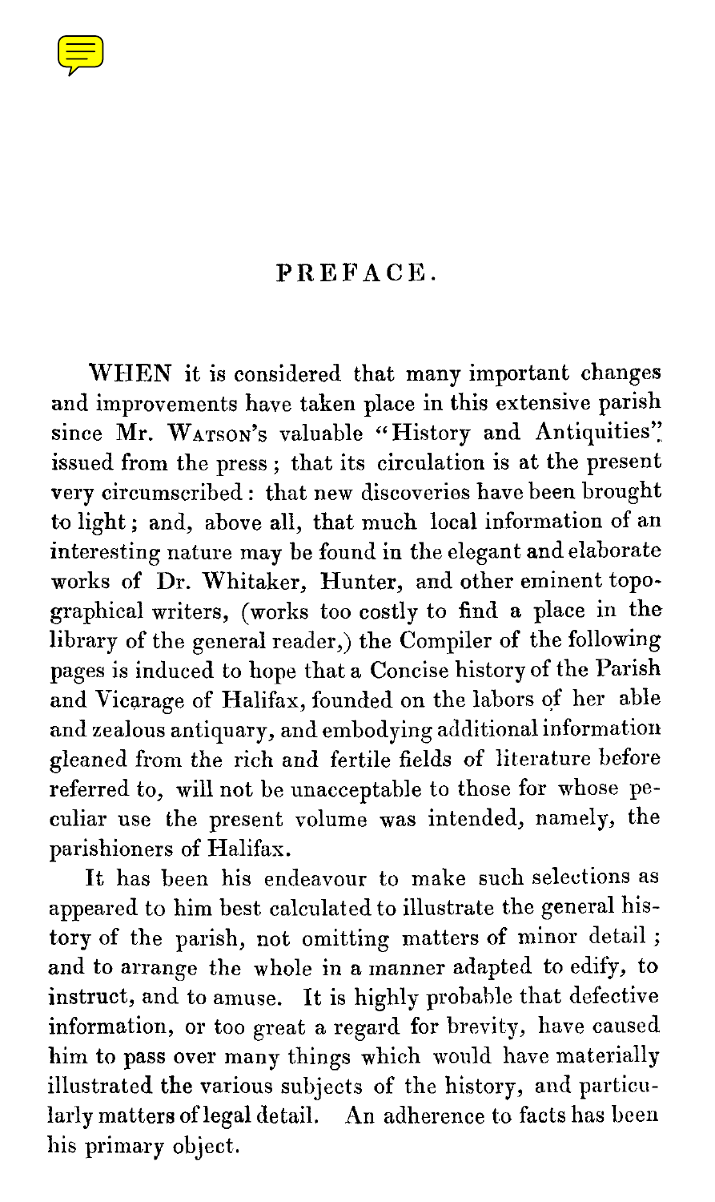# PREFACE.

WHEN it is considered that many important changes and improvements have taken place in this extensive parish since Mr. WATSON's valuable "History and Antiquities" issued from the press; that its circulation is at the present very circumscribed: that new discoveries have been brought to light; and, above all, that much local information of an interesting nature may be found in the elegant and elaborate works of Dr. Whitaker, Hunter, and other eminent topographical writers, (works too costly to find a place in the library of the general reader,) the Compiler of the following pages is induced to hope that a Concise history of the Parish and Vicarage of Halifax, founded on the labors of her able and zealous antiquary, and embodying additional information gleaned from the rich and fertile fields of literature before referred to, will not be unacceptable to those for whose peculiar use the present volume was intended, namely, the parishioners of Halifax.

It has been his endeavour to make such selections as appeared to him best calculated to illustrate the general history of the parish, not omitting matters of minor detail; and to arrange the whole in a manner adapted to edify, to instruct, and to amuse. It is highly probable that defective information, or too great a regard for brevity, have caused him to pass over many things which would have materially illustrated the various subjects of the history, and particularly matters of legal detail. An adherence to facts has been his primary object.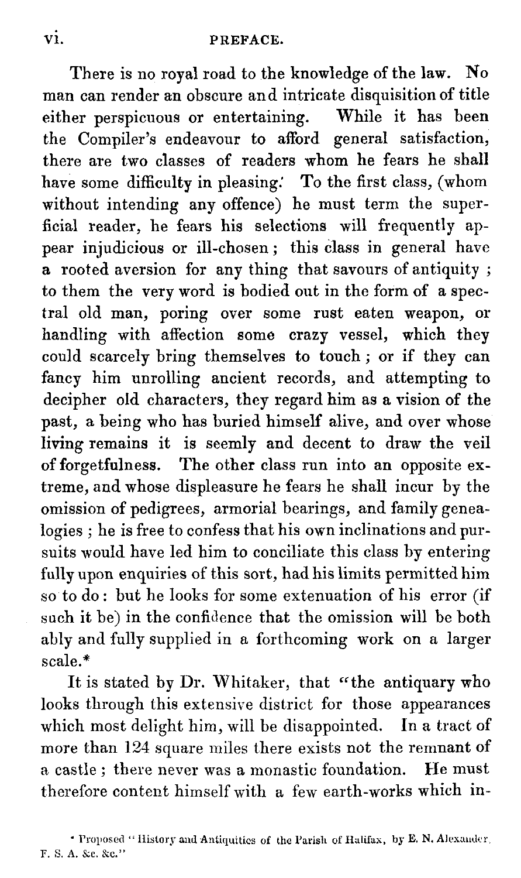There is no royal road to the knowledge of the law. No man can render an obscure and intricate disquisition of title either perspicuous or entertaining. While it has been the Compiler's endeavour to afford general satisfaction, there are two classes of readers whom he fears he shall have some difficulty in pleasing. To the first class, (whom without intending any offence) he must term the superficial reader, he fears his selections will frequently appear injudicious or ill-chosen; this class in general have a rooted aversion for any thing that savours of antiquity; to them the very word is bodied out in the form of a spectral old man, poring over some rust eaten weapon, or handling with affection some crazy vessel, which they could scarcely bring themselves to touch; or if they can fancy him unrolling ancient records, and attempting to decipher old characters, they regard him as a vision of the past, a being who has buried himself alive, and over whose living remains it is seemly and decent to draw the veil of forgetfulness. The other class run into an opposite extreme, and whose displeasure he fears he shall incur by the omission of pedigrees, armorial bearings, and family genealogies; he is free to confess that his own inclinations and pursuits would have led him to conciliate this class by entering fully upon enquiries of this sort, had his limits permitted him so to do: but he looks for some extenuation of his error (if such it be) in the confidence that the omission will be both ably and fully supplied in a forthcoming work on a larger scale.*

It is stated by Dr. Whitaker, that "the antiquary who looks through this extensive district for those appearances which most delight him, will be disappointed. In a tract of more than 124 square miles there exists not the remnant of a castle; there never was a monastic foundation. He must therefore content himself with a few earth-works which in-

* Proposed "History and Antiquities of the Parish of Halifax, by E. N. Alexander, F. S. A. &c. &c."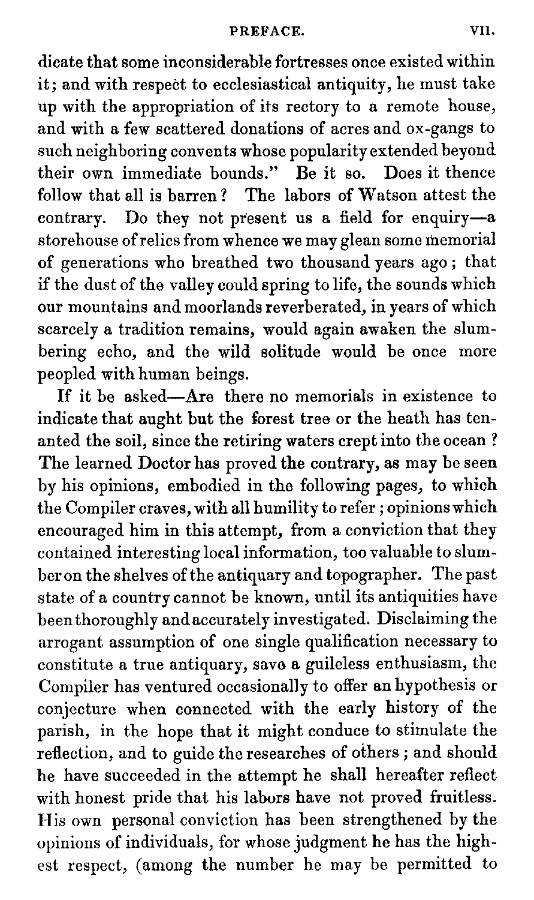dicate that some inconsiderable fortresses once existed within it; and with respect to ecclesiastical antiquity, he must take up with the appropriation of its rectory to a remote house, and with a few scattered donations of acres and ox-gangs to such neighboring convents whose popularity extended beyond their own immediate bounds." Be it so. Does it thence follow that all is barren? The labors of Watson attest the contrary. Do they not present us a field for enquiry—a storehouse of relics from whence we may glean some memorial of generations who breathed two thousand years ago; that if the dust of the valley could spring to life, the sounds which our mountains and moorlands reverberated, in years of which scarcely a tradition remains, would again awaken the slumbering echo, and the wild solitude would be once more peopled with human beings.

If it be asked—Are there no memorials in existence to indicate that aught but the forest tree or the heath has tenanted the soil, since the retiring waters crept into the ocean? The learned Doctor has proved the contrary, as may be seen by his opinions, embodied in the following pages, to which the Compiler craves, with all humility to refer; opinions which encouraged him in this attempt, from a conviction that they contained interesting local information, too valuable to slumber on the shelves of the antiquary and topographer. The past state of a country cannot be known, until its antiquities have been thoroughly and accurately investigated. Disclaiming the arrogant assumption of one single qualification necessary to constitute a true antiquary, save a guileless enthusiasm, the Compiler has ventured occasionally to offer an hypothesis or conjecture when connected with the early history of the parish, in the hope that it might conduce to stimulate the reflection, and to guide the researches of others; and should he have succeeded in the attempt he shall hereafter reflect with honest pride that his labors have not proved fruitless. His own personal conviction has been strengthened by the opinions of individuals, for whose judgment he has the highest respect, (among the number he may be permitted to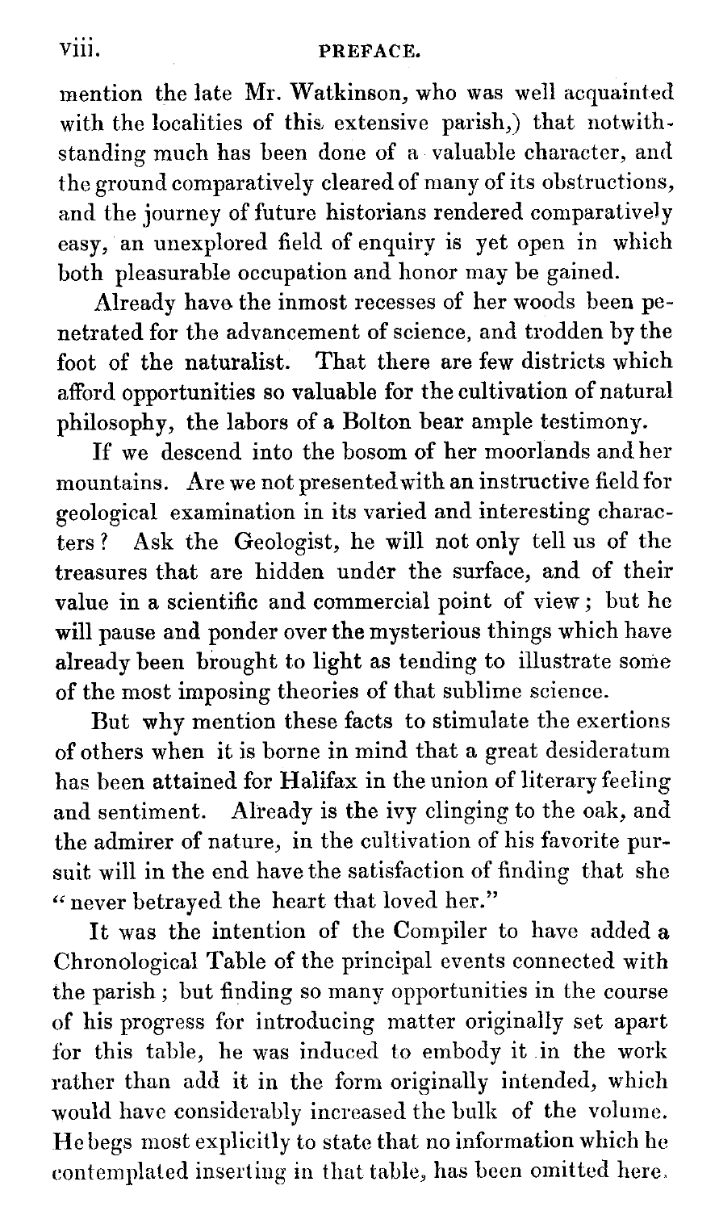mention the late Mr. Watkinson, who was well acquainted with the localities of this extensive parish,) that notwithstanding much has been done of a valuable character, and the ground comparatively cleared of many of its obstructions, and the journey of future historians rendered comparatively easy, an unexplored field of enquiry is yet open in which both pleasurable occupation and honor may be gained.

Already have the inmost recesses of her woods been penetrated for the advancement of science, and trodden by the foot of the naturalist. That there are few districts which afford opportunities so valuable for the cultivation of natural philosophy, the labors of a Bolton bear ample testimony.

If we descend into the bosom of her moorlands and her mountains. Are we not presented with an instructive field for geological examination in its varied and interesting characters? Ask the Geologist, he will not only tell us of the treasures that are hidden under the surface, and of their value in a scientific and commercial point of view; but he will pause and ponder over the mysterious things which have already been brought to light as tending to illustrate some of the most imposing theories of that sublime science.

But why mention these facts to stimulate the exertions of others when it is borne in mind that a great desideratum has been attained for Halifax in the union of literary feeling and sentiment. Already is the ivy clinging to the oak, and the admirer of nature, in the cultivation of his favorite pursuit will in the end have the satisfaction of finding that she "never betrayed the heart that loved her."

It was the intention of the Compiler to have added a Chronological Table of the principal events connected with the parish; but finding so many opportunities in the course of his progress for introducing matter originally set apart for this table, he was induced to embody it in the work rather than add it in the form originally intended, which would have considerably increased the bulk of the volume. He begs most explicitly to state that no information which he contemplated inserting in that table, has been omitted here.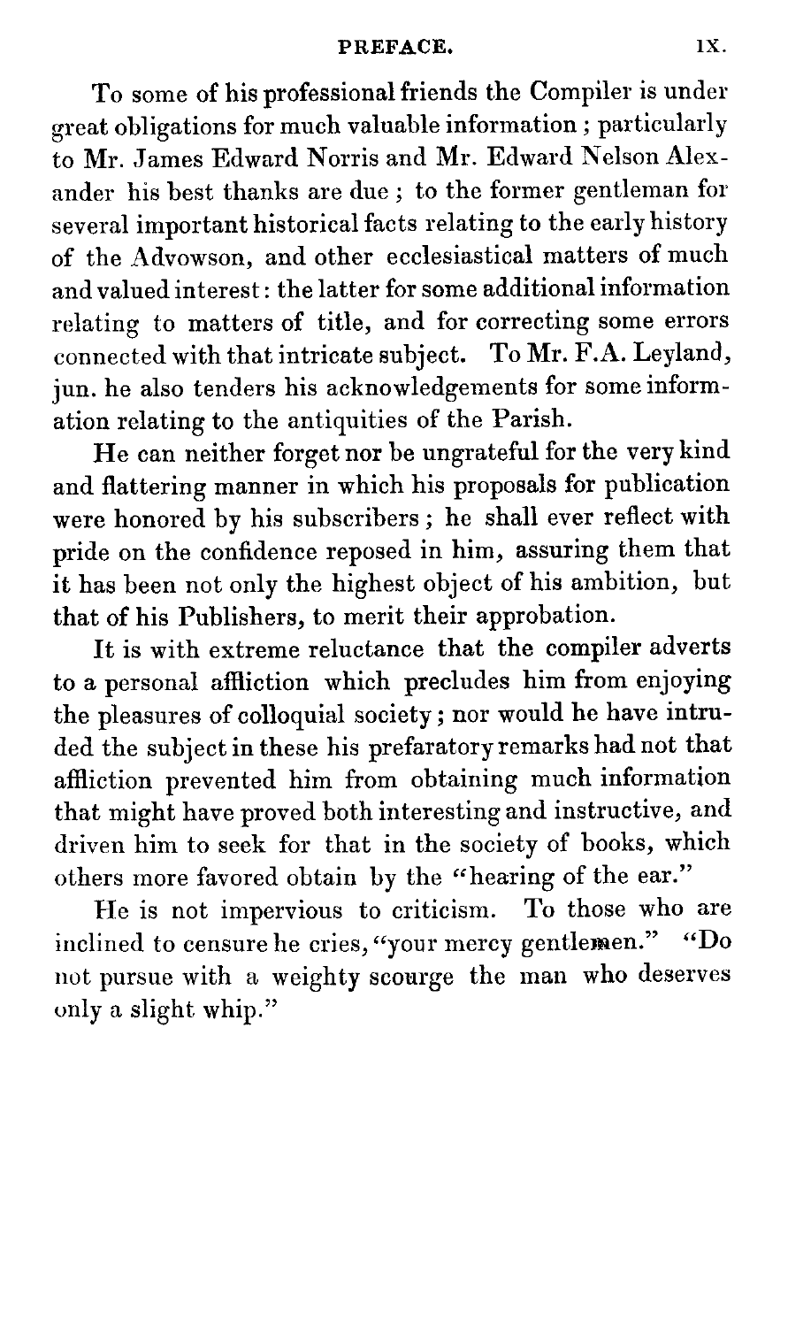To some of his professional friends the Compiler is under great obligations for much valuable information; particularly to Mr. James Edward Norris and Mr. Edward Nelson Alexander his best thanks are due; to the former gentleman for several important historical facts relating to the early history of the Advowson, and other ecclesiastical matters of much and valued interest: the latter for some additional information relating to matters of title, and for correcting some errors connected with that intricate subject. To Mr. F.A. Leyland, jun. he also tenders his acknowledgements for some information relating to the antiquities of the Parish.

He can neither forget nor be ungrateful for the very kind and flattering manner in which his proposals for publication were honored by his subscribers; he shall ever reflect with pride on the confidence reposed in him, assuring them that it has been not only the highest object of his ambition, but that of his Publishers, to merit their approbation.

It is with extreme reluctance that the compiler adverts to a personal affliction which precludes him from enjoying the pleasures of colloquial society; nor would he have intruded the subject in these his prefaratory remarks had not that affliction prevented him from obtaining much information that might have proved both interesting and instructive, and driven him to seek for that in the society of books, which others more favored obtain by the "hearing of the ear."

He is not impervious to criticism. To those who are inclined to censure he cries, "your mercy gentlemen." "Do not pursue with a weighty scourge the man who deserves only a slight whip."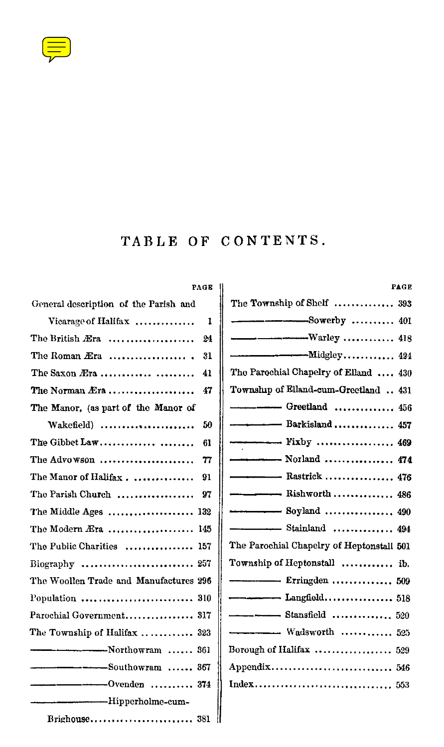# TABLE OF CONTENTS.

| | PAGE |
|---|---|
| General description of the Parish and Vicarage of Halifax | 1 |
| The British Æra | 24 |
| The Roman Æra | 31 |
| The Saxon Æra | 41 |
| The Norman Æra | 47 |
| The Manor, (as part of the Manor of Wakefield) | 50 |
| The Gibbet Law | 61 |
| The Advowson | 77 |
| The Manor of Halifax | 91 |
| The Parish Church | 97 |
| The Middle Ages | 132 |
| The Modern Æra | 145 |
| The Public Charities | 157 |
| Biography | 257 |
| The Woollen Trade and Manufactures | 296 |
| Population | 310 |
| Parochial Government | 317 |
| The Township of Halifax | 323 |
| ——— Northowram | 361 |
| ——— Southowram | 367 |
| ——— Ovenden | 374 |
| ——— Hipperholme-cum-Brighouse | 381 |
| The Township of Shelf | 393 |
| ——— Sowerby | 401 |
| ——— Warley | 418 |
| ——— Midgley | 424 |
| The Parochial Chapelry of Elland | 430 |
| Township of Elland-cum-Greetland | 431 |
| ——— Greetland | 456 |
| ——— Barkisland | 457 |
| ——— Fixby | 469 |
| ——— Norland | 474 |
| ——— Rastrick | 476 |
| ——— Rishworth | 486 |
| ——— Soyland | 490 |
| ——— Stainland | 494 |
| The Parochial Chapelry of Heptonstall | 501 |
| Township of Heptonstall | ib. |
| ——— Erringden | 509 |
| ——— Langfield | 518 |
| ——— Stansfield | 520 |
| ——— Wadsworth | 525 |
| Borough of Halifax | 529 |
| Appendix | 546 |
| Index | 553 |